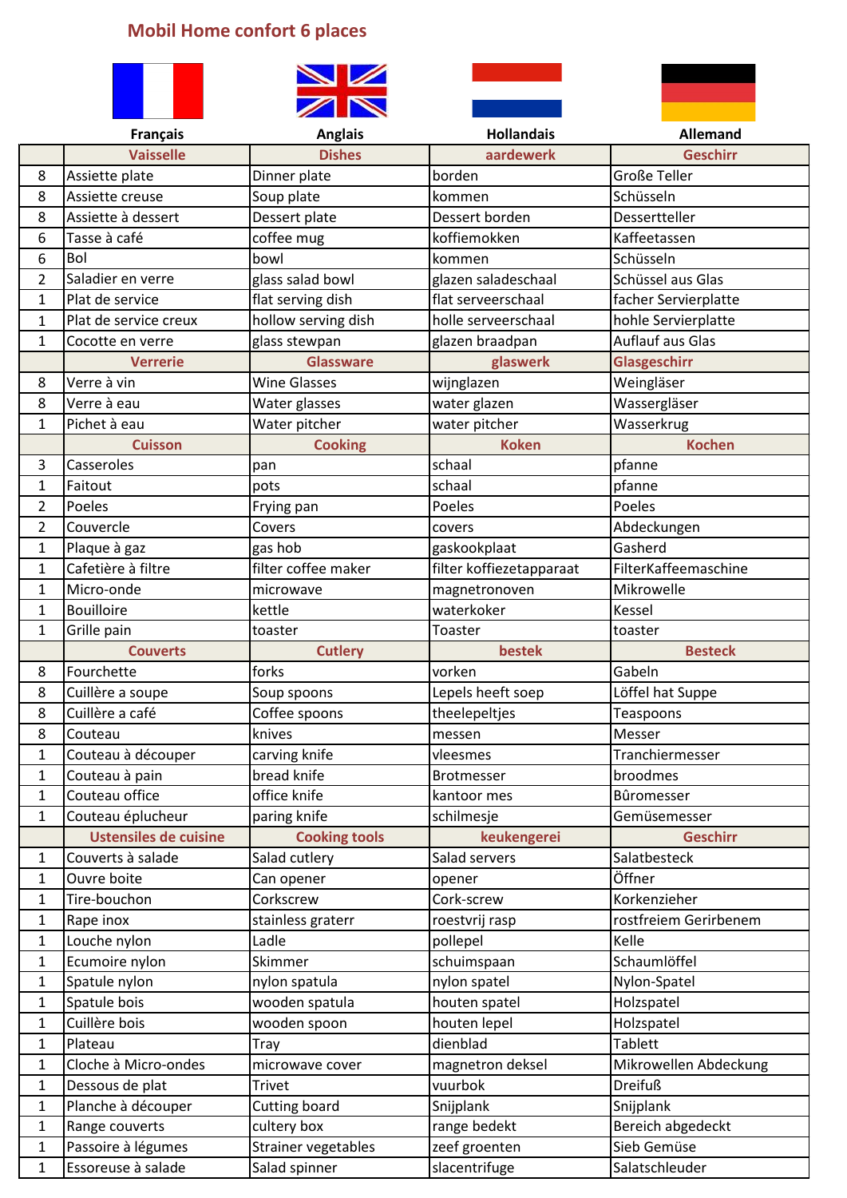# Mobil Home confort 6 places

| | Français | Anglais | Hollandais | Allemand |
|---|---|---|---|---|
| | **Vaisselle** | **Dishes** | **aardewerk** | **Geschirr** |
| 8 | Assiette plate | Dinner plate | borden | Große Teller |
| 8 | Assiette creuse | Soup plate | kommen | Schüsseln |
| 8 | Assiette à dessert | Dessert plate | Dessert borden | Dessertteller |
| 6 | Tasse à café | coffee mug | koffiemokken | Kaffeetassen |
| 6 | Bol | bowl | kommen | Schüsseln |
| 2 | Saladier en verre | glass salad bowl | glazen saladeschaal | Schüssel aus Glas |
| 1 | Plat de service | flat serving dish | flat serveerschaal | facher Servierplatte |
| 1 | Plat de service creux | hollow serving dish | holle serveerschaal | hohle Servierplatte |
| 1 | Cocotte en verre | glass stewpan | glazen braadpan | Auflauf aus Glas |
| | **Verrerie** | **Glassware** | **glaswerk** | **Glasgeschirr** |
| 8 | Verre à vin | Wine Glasses | wijnglazen | Weingläser |
| 8 | Verre à eau | Water glasses | water glazen | Wassergläser |
| 1 | Pichet à eau | Water pitcher | water pitcher | Wasserkrug |
| | **Cuisson** | **Cooking** | **Koken** | **Kochen** |
| 3 | Casseroles | pan | schaal | pfanne |
| 1 | Faitout | pots | schaal | pfanne |
| 2 | Poeles | Frying pan | Poeles | Poeles |
| 2 | Couvercle | Covers | covers | Abdeckungen |
| 1 | Plaque à gaz | gas hob | gaskookplaat | Gasherd |
| 1 | Cafetière à filtre | filter coffee maker | filter koffiezetapparaat | FilterKaffeemaschine |
| 1 | Micro-onde | microwave | magnetronoven | Mikrowelle |
| 1 | Bouilloire | kettle | waterkoker | Kessel |
| 1 | Grille pain | toaster | Toaster | toaster |
| | **Couverts** | **Cutlery** | **bestek** | **Besteck** |
| 8 | Fourchette | forks | vorken | Gabeln |
| 8 | Cuillère a soupe | Soup spoons | Lepels heeft soep | Löffel hat Suppe |
| 8 | Cuillère a café | Coffee spoons | theelepeltjes | Teaspoons |
| 8 | Couteau | knives | messen | Messer |
| 1 | Couteau à découper | carving knife | vleesmes | Tranchiermesser |
| 1 | Couteau à pain | bread knife | Brotmesser | broodmes |
| 1 | Couteau office | office knife | kantoor mes | Bûromesser |
| 1 | Couteau éplucheur | paring knife | schilmesje | Gemüsemesser |
| | **Ustensiles de cuisine** | **Cooking tools** | **keukengerei** | **Geschirr** |
| 1 | Couverts à salade | Salad cutlery | Salad servers | Salatbesteck |
| 1 | Ouvre boite | Can opener | opener | Öffner |
| 1 | Tire-bouchon | Corkscrew | Cork-screw | Korkenzieher |
| 1 | Rape inox | stainless graterr | roestvrij rasp | rostfreiem Gerirbenem |
| 1 | Louche nylon | Ladle | pollepel | Kelle |
| 1 | Ecumoire nylon | Skimmer | schuimspaan | Schaumlöffel |
| 1 | Spatule nylon | nylon spatula | nylon spatel | Nylon-Spatel |
| 1 | Spatule bois | wooden spatula | houten spatel | Holzspatel |
| 1 | Cuillère bois | wooden spoon | houten lepel | Holzspatel |
| 1 | Plateau | Tray | dienblad | Tablett |
| 1 | Cloche à Micro-ondes | microwave cover | magnetron deksel | Mikrowellen Abdeckung |
| 1 | Dessous de plat | Trivet | vuurbok | Dreifuß |
| 1 | Planche à découper | Cutting board | Snijplank | Snijplank |
| 1 | Range couverts | cultery box | range bedekt | Bereich abgedeckt |
| 1 | Passoire à légumes | Strainer vegetables | zeef groenten | Sieb Gemüse |
| 1 | Essoreuse à salade | Salad spinner | slacentrifuge | Salatschleuder |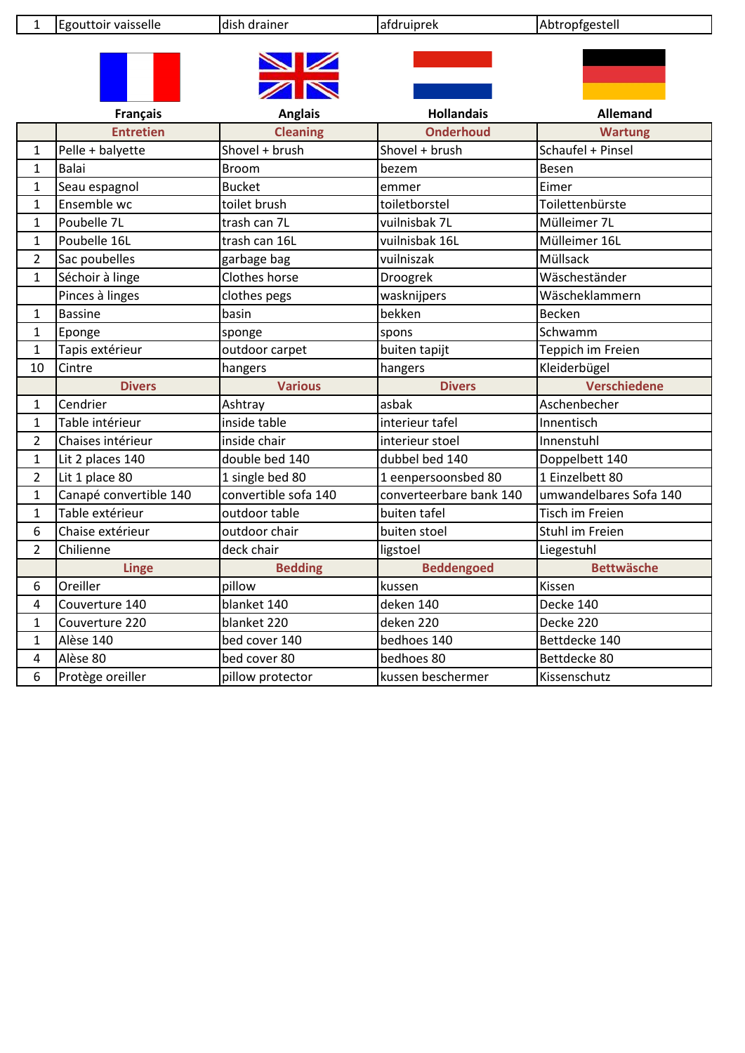| | | | | |
|---|---|---|---|---|
| 1 | Egouttoir vaisselle | dish drainer | afdruiprek | Abtropfgestell |

| | Français | Anglais | Hollandais | Allemand |
|---|---|---|---|---|
| | **Entretien** | **Cleaning** | **Onderhoud** | **Wartung** |
| 1 | Pelle + balyette | Shovel + brush | Shovel + brush | Schaufel + Pinsel |
| 1 | Balai | Broom | bezem | Besen |
| 1 | Seau espagnol | Bucket | emmer | Eimer |
| 1 | Ensemble wc | toilet brush | toiletborstel | Toilettenbürste |
| 1 | Poubelle 7L | trash can 7L | vuilnisbak 7L | Mülleimer 7L |
| 1 | Poubelle 16L | trash can 16L | vuilnisbak 16L | Mülleimer 16L |
| 2 | Sac poubelles | garbage bag | vuilniszak | Müllsack |
| 1 | Séchoir à linge | Clothes horse | Droogrek | Wäscheständer |
| | Pinces à linges | clothes pegs | wasknijpers | Wäscheklammern |
| 1 | Bassine | basin | bekken | Becken |
| 1 | Eponge | sponge | spons | Schwamm |
| 1 | Tapis extérieur | outdoor carpet | buiten tapijt | Teppich im Freien |
| 10 | Cintre | hangers | hangers | Kleiderbügel |
| | **Divers** | **Various** | **Divers** | **Verschiedene** |
| 1 | Cendrier | Ashtray | asbak | Aschenbecher |
| 1 | Table intérieur | inside table | interieur tafel | Innentisch |
| 2 | Chaises intérieur | inside chair | interieur stoel | Innenstuhl |
| 1 | Lit 2 places 140 | double bed 140 | dubbel bed 140 | Doppelbett 140 |
| 2 | Lit 1 place 80 | 1 single bed 80 | 1 eenpersoonsbed 80 | 1 Einzelbett 80 |
| 1 | Canapé convertible 140 | convertible sofa 140 | converteerbare bank 140 | umwandelbares Sofa 140 |
| 1 | Table extérieur | outdoor table | buiten tafel | Tisch im Freien |
| 6 | Chaise extérieur | outdoor chair | buiten stoel | Stuhl im Freien |
| 2 | Chilienne | deck chair | ligstoel | Liegestuhl |
| | **Linge** | **Bedding** | **Beddengoed** | **Bettwäsche** |
| 6 | Oreiller | pillow | kussen | Kissen |
| 4 | Couverture 140 | blanket 140 | deken 140 | Decke 140 |
| 1 | Couverture 220 | blanket 220 | deken 220 | Decke 220 |
| 1 | Alèse 140 | bed cover 140 | bedhoes 140 | Bettdecke 140 |
| 4 | Alèse 80 | bed cover 80 | bedhoes 80 | Bettdecke 80 |
| 6 | Protège oreiller | pillow protector | kussen beschermer | Kissenschutz |